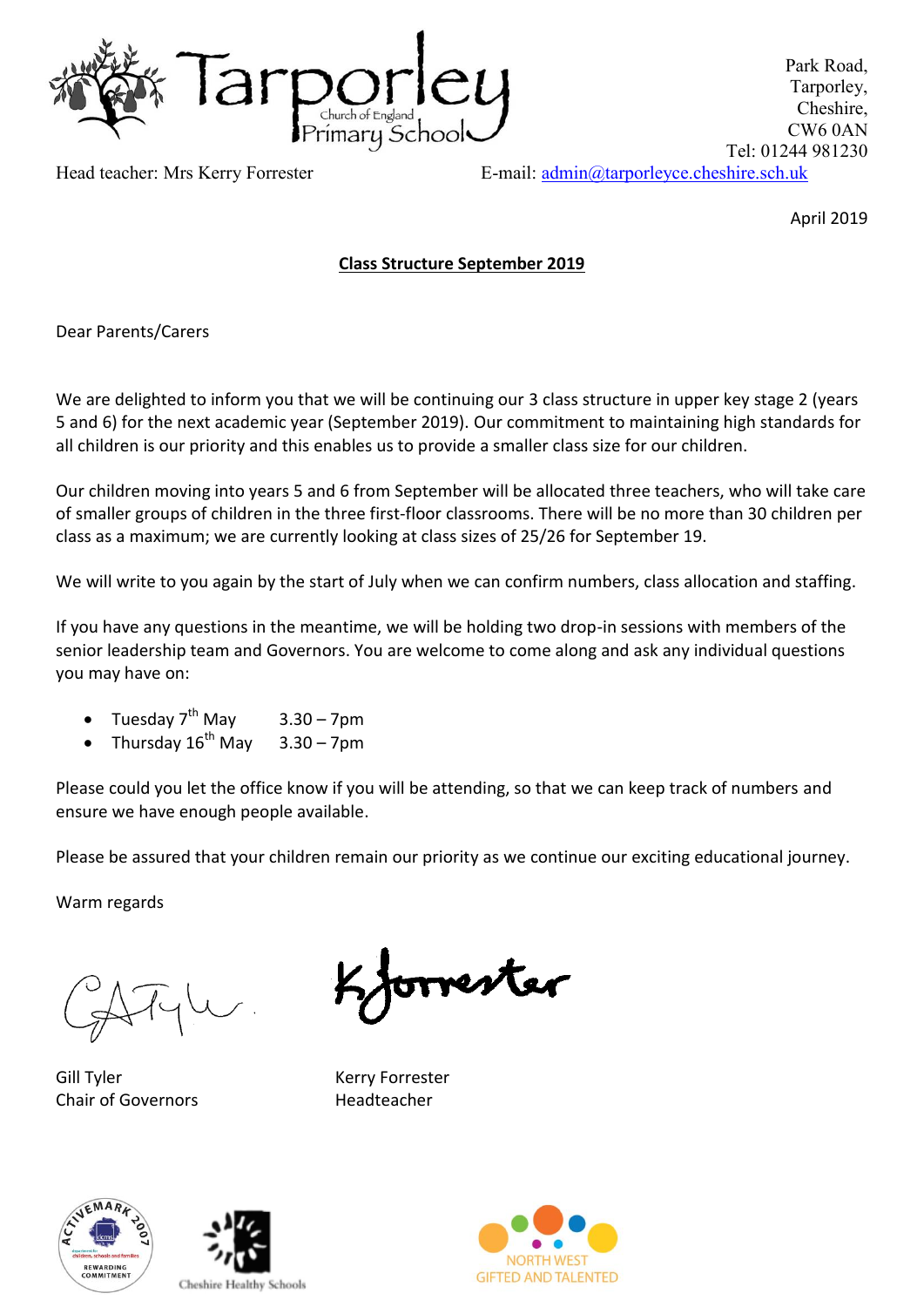Tarporley Church of England Primary School

Park Road,
Tarporley,
Cheshire,
CW6 0AN
Tel: 01244 981230

Head teacher: Mrs Kerry Forrester

E-mail: admin@tarporleyce.cheshire.sch.uk

April 2019

**Class Structure September 2019**

Dear Parents/Carers

We are delighted to inform you that we will be continuing our 3 class structure in upper key stage 2 (years 5 and 6) for the next academic year (September 2019). Our commitment to maintaining high standards for all children is our priority and this enables us to provide a smaller class size for our children.

Our children moving into years 5 and 6 from September will be allocated three teachers, who will take care of smaller groups of children in the three first-floor classrooms. There will be no more than 30 children per class as a maximum; we are currently looking at class sizes of 25/26 for September 19.

We will write to you again by the start of July when we can confirm numbers, class allocation and staffing.

If you have any questions in the meantime, we will be holding two drop-in sessions with members of the senior leadership team and Governors. You are welcome to come along and ask any individual questions you may have on:

- Tuesday 7th May 3.30 – 7pm
- Thursday 16th May 3.30 – 7pm

Please could you let the office know if you will be attending, so that we can keep track of numbers and ensure we have enough people available.

Please be assured that your children remain our priority as we continue our exciting educational journey.

Warm regards

Gill Tyler
Chair of Governors

Kerry Forrester
Headteacher

ACTIVEMARK 2007 – REWARDING COMMITMENT

Cheshire Healthy Schools

NORTH WEST GIFTED AND TALENTED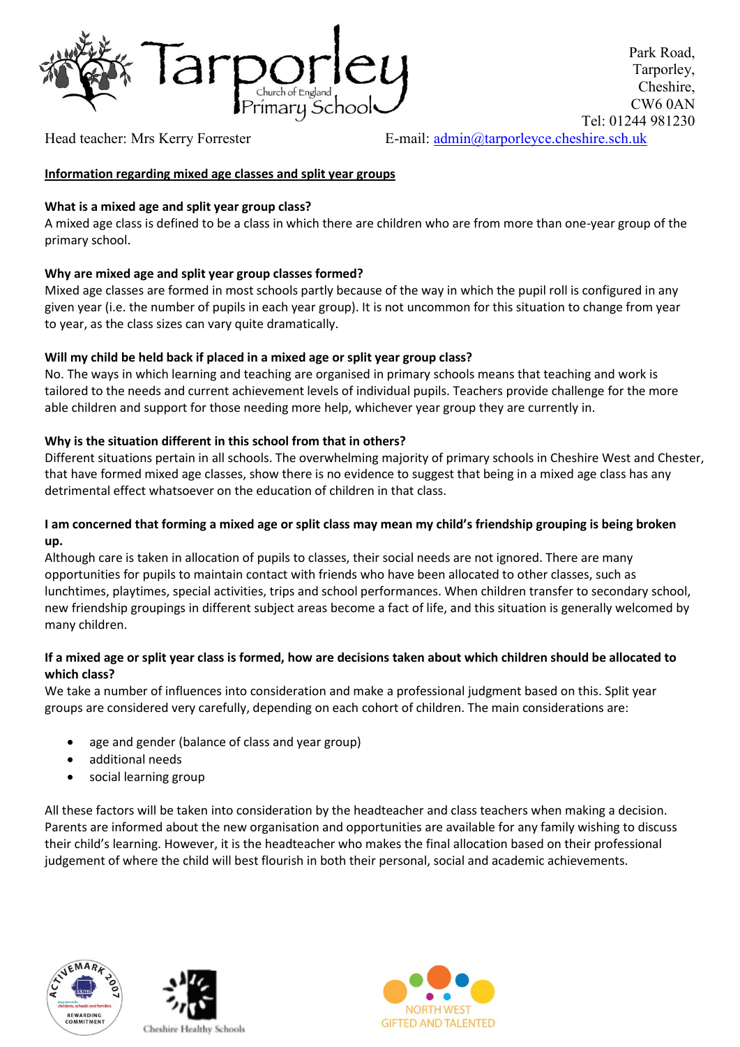Tarporley Church of England Primary School

Park Road,
Tarporley,
Cheshire,
CW6 0AN
Tel: 01244 981230

Head teacher: Mrs Kerry Forrester

E-mail: admin@tarporleyce.cheshire.sch.uk

## Information regarding mixed age classes and split year groups

**What is a mixed age and split year group class?**

A mixed age class is defined to be a class in which there are children who are from more than one-year group of the primary school.

**Why are mixed age and split year group classes formed?**

Mixed age classes are formed in most schools partly because of the way in which the pupil roll is configured in any given year (i.e. the number of pupils in each year group). It is not uncommon for this situation to change from year to year, as the class sizes can vary quite dramatically.

**Will my child be held back if placed in a mixed age or split year group class?**

No. The ways in which learning and teaching are organised in primary schools means that teaching and work is tailored to the needs and current achievement levels of individual pupils. Teachers provide challenge for the more able children and support for those needing more help, whichever year group they are currently in.

**Why is the situation different in this school from that in others?**

Different situations pertain in all schools. The overwhelming majority of primary schools in Cheshire West and Chester, that have formed mixed age classes, show there is no evidence to suggest that being in a mixed age class has any detrimental effect whatsoever on the education of children in that class.

**I am concerned that forming a mixed age or split class may mean my child's friendship grouping is being broken up.**

Although care is taken in allocation of pupils to classes, their social needs are not ignored. There are many opportunities for pupils to maintain contact with friends who have been allocated to other classes, such as lunchtimes, playtimes, special activities, trips and school performances. When children transfer to secondary school, new friendship groupings in different subject areas become a fact of life, and this situation is generally welcomed by many children.

**If a mixed age or split year class is formed, how are decisions taken about which children should be allocated to which class?**

We take a number of influences into consideration and make a professional judgment based on this. Split year groups are considered very carefully, depending on each cohort of children. The main considerations are:

- age and gender (balance of class and year group)
- additional needs
- social learning group

All these factors will be taken into consideration by the headteacher and class teachers when making a decision. Parents are informed about the new organisation and opportunities are available for any family wishing to discuss their child's learning. However, it is the headteacher who makes the final allocation based on their professional judgement of where the child will best flourish in both their personal, social and academic achievements.

Cheshire Healthy Schools

NORTH WEST GIFTED AND TALENTED